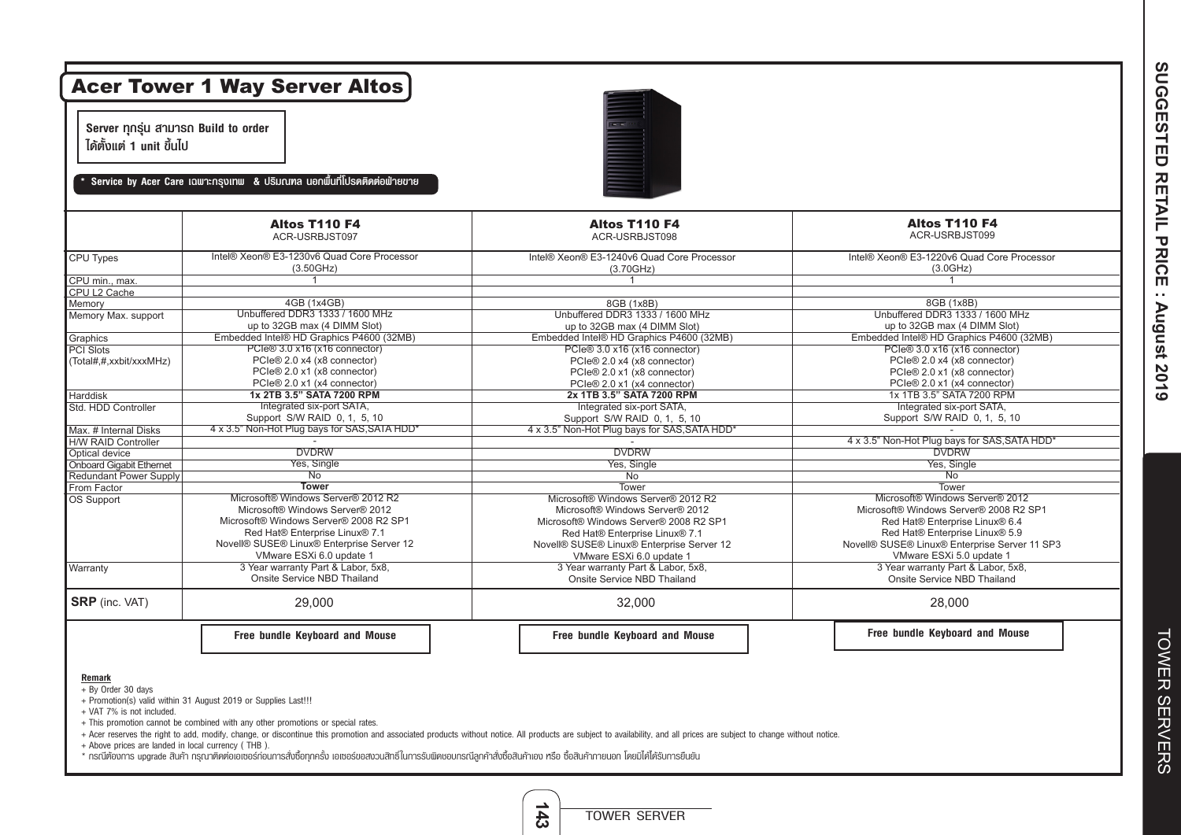# Acer Tower 1 Way Server Altos

**Server ทุกรุ่น สามารถ Build to order ได้ตั้งแต่ 1 unit ขึ้นไป**

**\* Service by Acer Care เฉพาะกรุงเทพ & ปริมณฑล นอกพื้นที่โปรดติดต่อฝ่ายขาย**

| | **Altos T110 F4**<br>ACR-USRBJST097 | **Altos T110 F4**<br>ACR-USRBJST098 | **Altos T110 F4**<br>ACR-USRBJST099 |
|---|---|---|---|
| CPU Types | Intel® Xeon® E3-1230v6 Quad Core Processor (3.50GHz) | Intel® Xeon® E3-1240v6 Quad Core Processor (3.70GHz) | Intel® Xeon® E3-1220v6 Quad Core Processor (3.0GHz) |
| CPU min., max. | 1 | 1 | 1 |
| CPU L2 Cache | | | |
| Memory | 4GB (1x4GB) | 8GB (1x8B) | 8GB (1x8B) |
| Memory Max. support | Unbuffered DDR3 1333 / 1600 MHz up to 32GB max (4 DIMM Slot) | Unbuffered DDR3 1333 / 1600 MHz up to 32GB max (4 DIMM Slot) | Unbuffered DDR3 1333 / 1600 MHz up to 32GB max (4 DIMM Slot) |
| Graphics | Embedded Intel® HD Graphics P4600 (32MB) | Embedded Intel® HD Graphics P4600 (32MB) | Embedded Intel® HD Graphics P4600 (32MB) |
| PCI Slots (Total#,#,xxbit/xxxMHz) | PCIe® 3.0 x16 (x16 connector)<br>PCIe® 2.0 x4 (x8 connector)<br>PCIe® 2.0 x1 (x8 connector)<br>PCIe® 2.0 x1 (x4 connector) | PCIe® 3.0 x16 (x16 connector)<br>PCIe® 2.0 x4 (x8 connector)<br>PCIe® 2.0 x1 (x8 connector)<br>PCIe® 2.0 x1 (x4 connector) | PCIe® 3.0 x16 (x16 connector)<br>PCIe® 2.0 x4 (x8 connector)<br>PCIe® 2.0 x1 (x8 connector)<br>PCIe® 2.0 x1 (x4 connector) |
| Harddisk | **1x 2TB 3.5" SATA 7200 RPM** | **2x 1TB 3.5" SATA 7200 RPM** | 1x 1TB 3.5" SATA 7200 RPM |
| Std. HDD Controller | Integrated six-port SATA, Support S/W RAID 0, 1, 5, 10 | Integrated six-port SATA, Support S/W RAID 0, 1, 5, 10 | Integrated six-port SATA, Support S/W RAID 0, 1, 5, 10 |
| Max. # Internal Disks | 4 x 3.5" Non-Hot Plug bays for SAS,SATA HDD* | 4 x 3.5" Non-Hot Plug bays for SAS,SATA HDD* | - |
| H/W RAID Controller | - | - | 4 x 3.5" Non-Hot Plug bays for SAS,SATA HDD* |
| Optical device | DVDRW | DVDRW | DVDRW |
| Onboard Gigabit Ethernet | Yes, Single | Yes, Single | Yes, Single |
| Redundant Power Supply | No | No | No |
| From Factor | **Tower** | Tower | Tower |
| OS Support | Microsoft® Windows Server® 2012 R2<br>Microsoft® Windows Server® 2012<br>Microsoft® Windows Server® 2008 R2 SP1<br>Red Hat® Enterprise Linux® 7.1<br>Novell® SUSE® Linux® Enterprise Server 12<br>VMware ESXi 6.0 update 1 | Microsoft® Windows Server® 2012 R2<br>Microsoft® Windows Server® 2012<br>Microsoft® Windows Server® 2008 R2 SP1<br>Red Hat® Enterprise Linux® 7.1<br>Novell® SUSE® Linux® Enterprise Server 12<br>VMware ESXi 6.0 update 1 | Microsoft® Windows Server® 2012<br>Microsoft® Windows Server® 2008 R2 SP1<br>Red Hat® Enterprise Linux® 6.4<br>Red Hat® Enterprise Linux® 5.9<br>Novell® SUSE® Linux® Enterprise Server 11 SP3<br>VMware ESXi 5.0 update 1 |
| Warranty | 3 Year warranty Part & Labor, 5x8, Onsite Service NBD Thailand | 3 Year warranty Part & Labor, 5x8, Onsite Service NBD Thailand | 3 Year warranty Part & Labor, 5x8, Onsite Service NBD Thailand |
| **SRP** (inc. VAT) | 29,000 | 32,000 | 28,000 |
| | **Free bundle Keyboard and Mouse** | **Free bundle Keyboard and Mouse** | **Free bundle Keyboard and Mouse** |

**Remark**

+ By Order 30 days
+ Promotion(s) valid within 31 August 2019 or Supplies Last!!!
+ VAT 7% is not included.
+ This promotion cannot be combined with any other promotions or special rates.
+ Acer reserves the right to add, modify, change, or discontinue this promotion and associated products without notice. All products are subject to availability, and all prices are subject to change without notice.
+ Above prices are landed in local currency ( THB ).

\* กรณีต้องการ upgrade สินค้า กรุณาติดต่อเอเซอร์ก่อนการสั่งซื้อทุกครั้ง เอเซอร์ขอสงวนสิทธิ์ในการรับผิดชอบกรณีลูกค้าสั่งซื้อสินค้าเอง หรือ ซื้อสินค้าภายนอก โดยมิได้รับการยืนยัน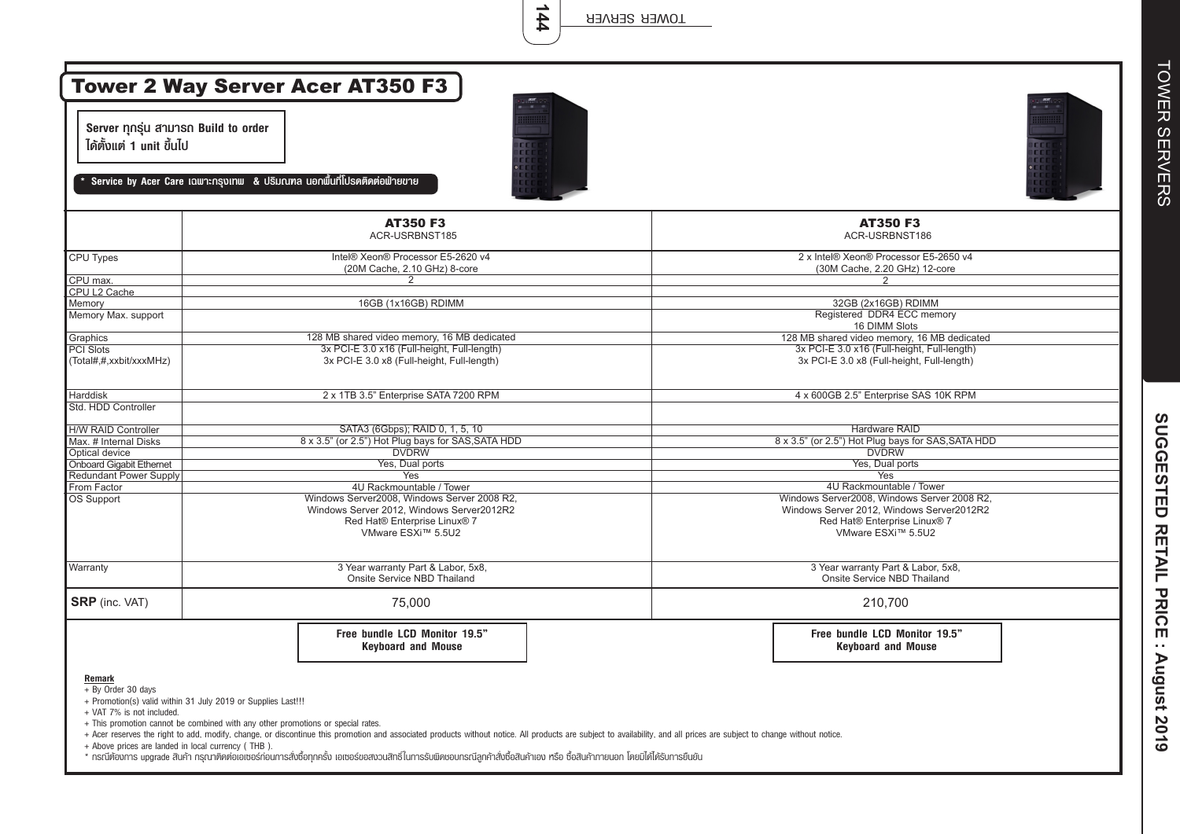# Tower 2 Way Server Acer AT350 F3

**Server ทุกรุ่น สามารถ Build to order ได้ตั้งแต่ 1 unit ขึ้นไป**

**\* Service by Acer Care เฉพาะกรุงเทพ & ปริมณฑล นอกพื้นที่โปรดติดต่อฝ่ายขาย**

| | **AT350 F3** ACR-USRBNST185 | **AT350 F3** ACR-USRBNST186 |
|---|---|---|
| CPU Types | Intel® Xeon® Processor E5-2620 v4 (20M Cache, 2.10 GHz) 8-core | 2 x Intel® Xeon® Processor E5-2650 v4 (30M Cache, 2.20 GHz) 12-core |
| CPU max. | 2 | 2 |
| CPU L2 Cache | | |
| Memory | 16GB (1x16GB) RDIMM | 32GB (2x16GB) RDIMM |
| Memory Max. support | | Registered DDR4 ECC memory 16 DIMM Slots |
| Graphics | 128 MB shared video memory, 16 MB dedicated | 128 MB shared video memory, 16 MB dedicated |
| PCI Slots (Total#,#,xxbit/xxxMHz) | 3x PCI-E 3.0 x16 (Full-height, Full-length) 3x PCI-E 3.0 x8 (Full-height, Full-length) | 3x PCI-E 3.0 x16 (Full-height, Full-length) 3x PCI-E 3.0 x8 (Full-height, Full-length) |
| Harddisk | 2 x 1TB 3.5" Enterprise SATA 7200 RPM | 4 x 600GB 2.5" Enterprise SAS 10K RPM |
| Std. HDD Controller | | |
| H/W RAID Controller | SATA3 (6Gbps); RAID 0, 1, 5, 10 | Hardware RAID |
| Max. # Internal Disks | 8 x 3.5" (or 2.5") Hot Plug bays for SAS,SATA HDD | 8 x 3.5" (or 2.5") Hot Plug bays for SAS,SATA HDD |
| Optical device | DVDRW | DVDRW |
| Onboard Gigabit Ethernet | Yes, Dual ports | Yes, Dual ports |
| Redundant Power Supply | Yes | Yes |
| From Factor | 4U Rackmountable / Tower | 4U Rackmountable / Tower |
| OS Support | Windows Server2008, Windows Server 2008 R2, Windows Server 2012, Windows Server2012R2 Red Hat® Enterprise Linux® 7 VMware ESXi™ 5.5U2 | Windows Server2008, Windows Server 2008 R2, Windows Server 2012, Windows Server2012R2 Red Hat® Enterprise Linux® 7 VMware ESXi™ 5.5U2 |
| Warranty | 3 Year warranty Part & Labor, 5x8, Onsite Service NBD Thailand | 3 Year warranty Part & Labor, 5x8, Onsite Service NBD Thailand |
| **SRP** (inc. VAT) | 75,000 | 210,700 |
| | **Free bundle LCD Monitor 19.5" Keyboard and Mouse** | **Free bundle LCD Monitor 19.5" Keyboard and Mouse** |

**Remark**

+ By Order 30 days
+ Promotion(s) valid within 31 July 2019 or Supplies Last!!!
+ VAT 7% is not included.
+ This promotion cannot be combined with any other promotions or special rates.
+ Acer reserves the right to add, modify, change, or discontinue this promotion and associated products without notice. All products are subject to availability, and all prices are subject to change without notice.
+ Above prices are landed in local currency ( THB ).

\* กรณีต้องการ upgrade สินค้า กรุณาติดต่อเอเซอร์ก่อนการสั่งซื้อทุกครั้ง เอเซอร์ขอสงวนสิทธิ์ในการรับผิดชอบกรณีลูกค้าสั่งซื้อสินค้าเอง หรือ ซื้อสินค้าภายนอก โดยมิได้รับการยืนยัน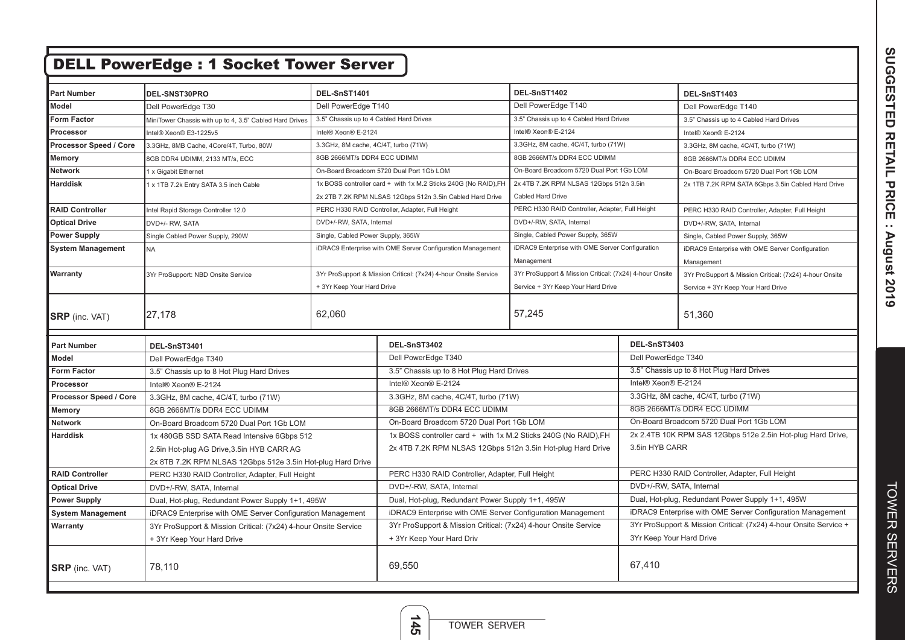## DELL PowerEdge : 1 Socket Tower Server

| Part Number | DEL-SNST30PRO | DEL-SnST1401 | DEL-SnST1402 | DEL-SnST1403 |
|---|---|---|---|---|
| Model | Dell PowerEdge T30 | Dell PowerEdge T140 | Dell PowerEdge T140 | Dell PowerEdge T140 |
| Form Factor | MiniTower Chassis with up to 4, 3.5" Cabled Hard Drives | 3.5" Chassis up to 4 Cabled Hard Drives | 3.5" Chassis up to 4 Cabled Hard Drives | 3.5" Chassis up to 4 Cabled Hard Drives |
| Processor | Intel® Xeon® E3-1225v5 | Intel® Xeon® E-2124 | Intel® Xeon® E-2124 | Intel® Xeon® E-2124 |
| Processor Speed / Core | 3.3GHz, 8MB Cache, 4Core/4T, Turbo, 80W | 3.3GHz, 8M cache, 4C/4T, turbo (71W) | 3.3GHz, 8M cache, 4C/4T, turbo (71W) | 3.3GHz, 8M cache, 4C/4T, turbo (71W) |
| Memory | 8GB DDR4 UDIMM, 2133 MT/s, ECC | 8GB 2666MT/s DDR4 ECC UDIMM | 8GB 2666MT/s DDR4 ECC UDIMM | 8GB 2666MT/s DDR4 ECC UDIMM |
| Network | 1 x Gigabit Ethernet | On-Board Broadcom 5720 Dual Port 1Gb LOM | On-Board Broadcom 5720 Dual Port 1Gb LOM | On-Board Broadcom 5720 Dual Port 1Gb LOM |
| Harddisk | 1 x 1TB 7.2k Entry SATA 3.5 inch Cable | 1x BOSS controller card + with 1x M.2 Sticks 240G (No RAID),FH 2x 2TB 7.2K RPM NLSAS 12Gbps 512n 3.5in Cabled Hard Drive | 2x 4TB 7.2K RPM NLSAS 12Gbps 512n 3.5in Cabled Hard Drive | 2x 1TB 7.2K RPM SATA 6Gbps 3.5in Cabled Hard Drive |
| RAID Controller | Intel Rapid Storage Controller 12.0 | PERC H330 RAID Controller, Adapter, Full Height | PERC H330 RAID Controller, Adapter, Full Height | PERC H330 RAID Controller, Adapter, Full Height |
| Optical Drive | DVD+/- RW, SATA | DVD+/-RW, SATA, Internal | DVD+/-RW, SATA, Internal | DVD+/-RW, SATA, Internal |
| Power Supply | Single Cabled Power Supply, 290W | Single, Cabled Power Supply, 365W | Single, Cabled Power Supply, 365W | Single, Cabled Power Supply, 365W |
| System Management | NA | iDRAC9 Enterprise with OME Server Configuration Management | iDRAC9 Enterprise with OME Server Configuration Management | iDRAC9 Enterprise with OME Server Configuration Management |
| Warranty | 3Yr ProSupport: NBD Onsite Service | 3Yr ProSupport & Mission Critical: (7x24) 4-hour Onsite Service + 3Yr Keep Your Hard Drive | 3Yr ProSupport & Mission Critical: (7x24) 4-hour Onsite Service + 3Yr Keep Your Hard Drive | 3Yr ProSupport & Mission Critical: (7x24) 4-hour Onsite Service + 3Yr Keep Your Hard Drive |
| **SRP** (inc. VAT) | 27,178 | 62,060 | 57,245 | 51,360 |

| Part Number | DEL-SnST3401 | DEL-SnST3402 | DEL-SnST3403 |
|---|---|---|---|
| Model | Dell PowerEdge T340 | Dell PowerEdge T340 | Dell PowerEdge T340 |
| Form Factor | 3.5" Chassis up to 8 Hot Plug Hard Drives | 3.5" Chassis up to 8 Hot Plug Hard Drives | 3.5" Chassis up to 8 Hot Plug Hard Drives |
| Processor | Intel® Xeon® E-2124 | Intel® Xeon® E-2124 | Intel® Xeon® E-2124 |
| Processor Speed / Core | 3.3GHz, 8M cache, 4C/4T, turbo (71W) | 3.3GHz, 8M cache, 4C/4T, turbo (71W) | 3.3GHz, 8M cache, 4C/4T, turbo (71W) |
| Memory | 8GB 2666MT/s DDR4 ECC UDIMM | 8GB 2666MT/s DDR4 ECC UDIMM | 8GB 2666MT/s DDR4 ECC UDIMM |
| Network | On-Board Broadcom 5720 Dual Port 1Gb LOM | On-Board Broadcom 5720 Dual Port 1Gb LOM | On-Board Broadcom 5720 Dual Port 1Gb LOM |
| Harddisk | 1x 480GB SSD SATA Read Intensive 6Gbps 512 2.5in Hot-plug AG Drive,3.5in HYB CARR AG 2x 8TB 7.2K RPM NLSAS 12Gbps 512e 3.5in Hot-plug Hard Drive | 1x BOSS controller card + with 1x M.2 Sticks 240G (No RAID),FH 2x 4TB 7.2K RPM NLSAS 12Gbps 512n 3.5in Hot-plug Hard Drive | 2x 2.4TB 10K RPM SAS 12Gbps 512e 2.5in Hot-plug Hard Drive, 3.5in HYB CARR |
| RAID Controller | PERC H330 RAID Controller, Adapter, Full Height | PERC H330 RAID Controller, Adapter, Full Height | PERC H330 RAID Controller, Adapter, Full Height |
| Optical Drive | DVD+/-RW, SATA, Internal | DVD+/-RW, SATA, Internal | DVD+/-RW, SATA, Internal |
| Power Supply | Dual, Hot-plug, Redundant Power Supply 1+1, 495W | Dual, Hot-plug, Redundant Power Supply 1+1, 495W | Dual, Hot-plug, Redundant Power Supply 1+1, 495W |
| System Management | iDRAC9 Enterprise with OME Server Configuration Management | iDRAC9 Enterprise with OME Server Configuration Management | iDRAC9 Enterprise with OME Server Configuration Management |
| Warranty | 3Yr ProSupport & Mission Critical: (7x24) 4-hour Onsite Service + 3Yr Keep Your Hard Drive | 3Yr ProSupport & Mission Critical: (7x24) 4-hour Onsite Service + 3Yr Keep Your Hard Driv | 3Yr ProSupport & Mission Critical: (7x24) 4-hour Onsite Service + 3Yr Keep Your Hard Drive |
| **SRP** (inc. VAT) | 78,110 | 69,550 | 67,410 |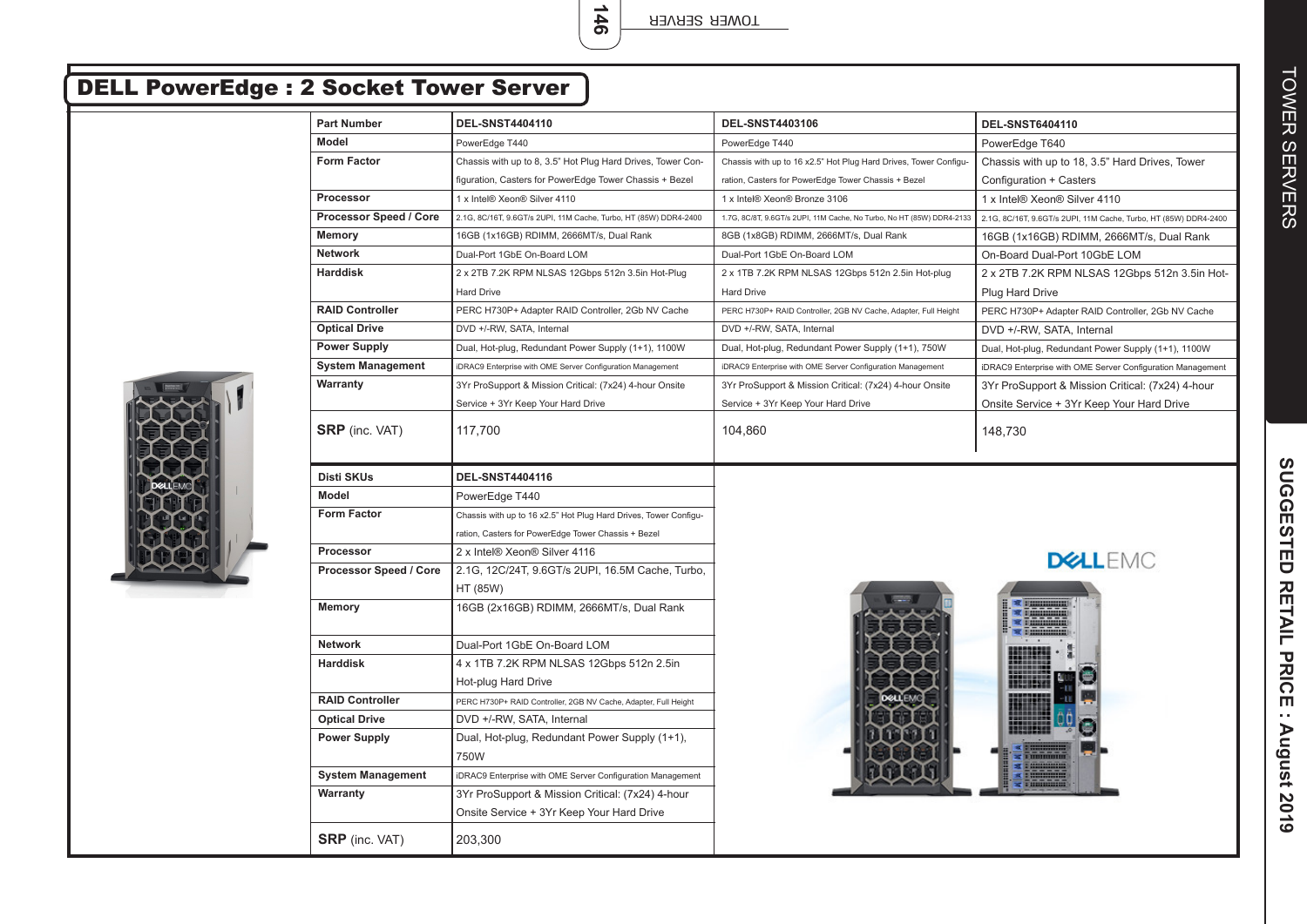# DELL PowerEdge : 2 Socket Tower Server

| Part Number | DEL-SNST4404110 | DEL-SNST4403106 | DEL-SNST6404110 |
|---|---|---|---|
| Model | PowerEdge T440 | PowerEdge T440 | PowerEdge T640 |
| Form Factor | Chassis with up to 8, 3.5" Hot Plug Hard Drives, Tower Configuration, Casters for PowerEdge Tower Chassis + Bezel | Chassis with up to 16 x2.5" Hot Plug Hard Drives, Tower Configuration, Casters for PowerEdge Tower Chassis + Bezel | Chassis with up to 18, 3.5" Hard Drives, Tower Configuration + Casters |
| Processor | 1 x Intel® Xeon® Silver 4110 | 1 x Intel® Xeon® Bronze 3106 | 1 x Intel® Xeon® Silver 4110 |
| Processor Speed / Core | 2.1G, 8C/16T, 9.6GT/s 2UPI, 11M Cache, Turbo, HT (85W) DDR4-2400 | 1.7G, 8C/8T, 9.6GT/s 2UPI, 11M Cache, No Turbo, No HT (85W) DDR4-2133 | 2.1G, 8C/16T, 9.6GT/s 2UPI, 11M Cache, Turbo, HT (85W) DDR4-2400 |
| Memory | 16GB (1x16GB) RDIMM, 2666MT/s, Dual Rank | 8GB (1x8GB) RDIMM, 2666MT/s, Dual Rank | 16GB (1x16GB) RDIMM, 2666MT/s, Dual Rank |
| Network | Dual-Port 1GbE On-Board LOM | Dual-Port 1GbE On-Board LOM | On-Board Dual-Port 10GbE LOM |
| Harddisk | 2 x 2TB 7.2K RPM NLSAS 12Gbps 512n 3.5in Hot-Plug Hard Drive | 2 x 1TB 7.2K RPM NLSAS 12Gbps 512n 2.5in Hot-plug Hard Drive | 2 x 2TB 7.2K RPM NLSAS 12Gbps 512n 3.5in Hot-Plug Hard Drive |
| RAID Controller | PERC H730P+ Adapter RAID Controller, 2Gb NV Cache | PERC H730P+ RAID Controller, 2GB NV Cache, Adapter, Full Height | PERC H730P+ Adapter RAID Controller, 2Gb NV Cache |
| Optical Drive | DVD +/-RW, SATA, Internal | DVD +/-RW, SATA, Internal | DVD +/-RW, SATA, Internal |
| Power Supply | Dual, Hot-plug, Redundant Power Supply (1+1), 1100W | Dual, Hot-plug, Redundant Power Supply (1+1), 750W | Dual, Hot-plug, Redundant Power Supply (1+1), 1100W |
| System Management | iDRAC9 Enterprise with OME Server Configuration Management | iDRAC9 Enterprise with OME Server Configuration Management | iDRAC9 Enterprise with OME Server Configuration Management |
| Warranty | 3Yr ProSupport & Mission Critical: (7x24) 4-hour Onsite Service + 3Yr Keep Your Hard Drive | 3Yr ProSupport & Mission Critical: (7x24) 4-hour Onsite Service + 3Yr Keep Your Hard Drive | 3Yr ProSupport & Mission Critical: (7x24) 4-hour Onsite Service + 3Yr Keep Your Hard Drive |
| **SRP** (inc. VAT) | 117,700 | 104,860 | 148,730 |

| Disti SKUs | DEL-SNST4404116 |
|---|---|
| Model | PowerEdge T440 |
| Form Factor | Chassis with up to 16 x2.5" Hot Plug Hard Drives, Tower Configuration, Casters for PowerEdge Tower Chassis + Bezel |
| Processor | 2 x Intel® Xeon® Silver 4116 |
| Processor Speed / Core | 2.1G, 12C/24T, 9.6GT/s 2UPI, 16.5M Cache, Turbo, HT (85W) |
| Memory | 16GB (2x16GB) RDIMM, 2666MT/s, Dual Rank |
| Network | Dual-Port 1GbE On-Board LOM |
| Harddisk | 4 x 1TB 7.2K RPM NLSAS 12Gbps 512n 2.5in Hot-plug Hard Drive |
| RAID Controller | PERC H730P+ RAID Controller, 2GB NV Cache, Adapter, Full Height |
| Optical Drive | DVD +/-RW, SATA, Internal |
| Power Supply | Dual, Hot-plug, Redundant Power Supply (1+1), 750W |
| System Management | iDRAC9 Enterprise with OME Server Configuration Management |
| Warranty | 3Yr ProSupport & Mission Critical: (7x24) 4-hour Onsite Service + 3Yr Keep Your Hard Drive |
| **SRP** (inc. VAT) | 203,300 |

SUGGESTED RETAIL PRICE : August 2019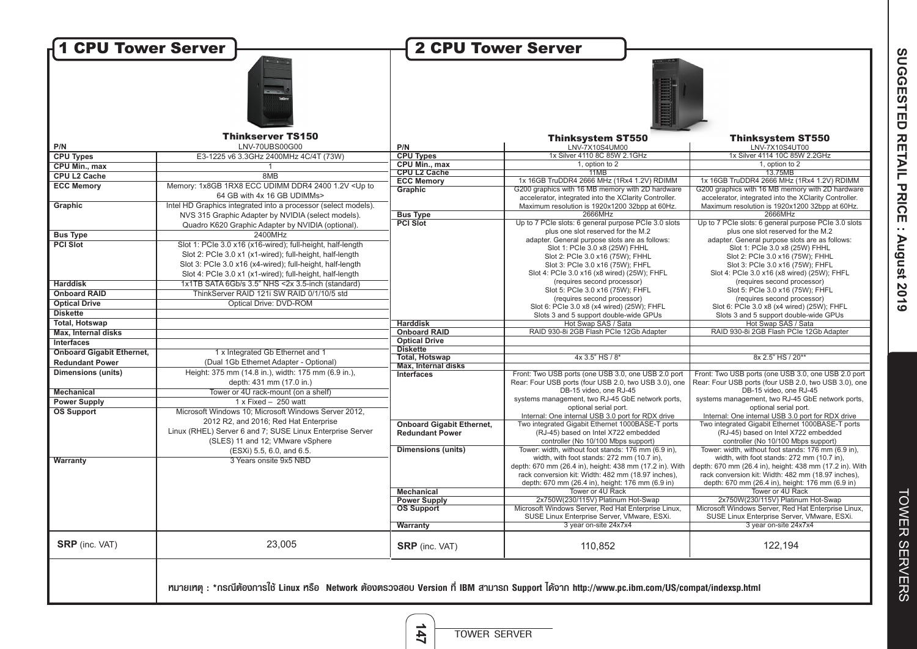## 1 CPU Tower Server

| | Thinkserver TS150 |
|---|---|
| P/N | LNV-70UBS00G00 |
| CPU Types | E3-1225 v6 3.3GHz 2400MHz 4C/4T (73W) |
| CPU Min., max | 1 |
| CPU L2 Cache | 8MB |
| ECC Memory | Memory: 1x8GB 1RX8 ECC UDIMM DDR4 2400 1.2V <Up to 64 GB with 4x 16 GB UDIMMs> |
| Graphic | Intel HD Graphics integrated into a processor (select models). NVS 315 Graphic Adapter by NVIDIA (select models). Quadro K620 Graphic Adapter by NVIDIA (optional). |
| Bus Type | 2400MHz |
| PCI Slot | Slot 1: PCIe 3.0 x16 (x16-wired); full-height, half-length Slot 2: PCIe 3.0 x1 (x1-wired); full-height, half-length Slot 3: PCIe 3.0 x16 (x4-wired); full-height, half-length Slot 4: PCIe 3.0 x1 (x1-wired); full-height, half-length |
| Harddisk | 1x1TB SATA 6Gb/s 3.5" NHS <2x 3.5-inch (standard) |
| Onboard RAID | ThinkServer RAID 121i SW RAID 0/1/10/5 std |
| Optical Drive | Optical Drive: DVD-ROM |
| Diskette | |
| Total, Hotswap | |
| Max, Internal disks | |
| Interfaces | |
| Onboard Gigabit Ethernet, Redundant Power | 1 x Integrated Gb Ethernet and 1 (Dual 1Gb Ethernet Adapter - Optional) |
| Dimensions (units) | Height: 375 mm (14.8 in.), width: 175 mm (6.9 in.), depth: 431 mm (17.0 in.) |
| Mechanical | Tower or 4U rack-mount (on a shelf) |
| Power Supply | 1 x Fixed – 250 watt |
| OS Support | Microsoft Windows 10; Microsoft Windows Server 2012, 2012 R2, and 2016; Red Hat Enterprise Linux (RHEL) Server 6 and 7; SUSE Linux Enterprise Server (SLES) 11 and 12; VMware vSphere (ESXi) 5.5, 6.0, and 6.5. |
| Warranty | 3 Years onsite 9x5 NBD |
| **SRP** (inc. VAT) | 23,005 |

## 2 CPU Tower Server

| | Thinksystem ST550 | Thinksystem ST550 |
|---|---|---|
| P/N | LNV-7X10S4UM00 | LNV-7X10S4UT00 |
| CPU Types | 1x Silver 4110 8C 85W 2.1GHz | 1x Silver 4114 10C 85W 2.2GHz |
| CPU Min., max | 1, option to 2 | 1, option to 2 |
| CPU L2 Cache | 11MB | 13.75MB |
| ECC Memory | 1x 16GB TruDDR4 2666 MHz (1Rx4 1.2V) RDIMM | 1x 16GB TruDDR4 2666 MHz (1Rx4 1.2V) RDIMM |
| Graphic | G200 graphics with 16 MB memory with 2D hardware accelerator, integrated into the XClarity Controller. Maximum resolution is 1920x1200 32bpp at 60Hz. | G200 graphics with 16 MB memory with 2D hardware accelerator, integrated into the XClarity Controller. Maximum resolution is 1920x1200 32bpp at 60Hz. |
| Bus Type | 2666MHz | 2666MHz |
| PCI Slot | Up to 7 PCIe slots: 6 general purpose PCIe 3.0 slots plus one slot reserved for the M.2 adapter. General purpose slots are as follows: Slot 1: PCIe 3.0 x8 (25W) FHHL Slot 2: PCIe 3.0 x16 (75W); FHHL Slot 3: PCIe 3.0 x16 (75W); FHFL Slot 4: PCIe 3.0 x16 (x8 wired) (25W); FHFL (requires second processor) Slot 5: PCIe 3.0 x16 (75W); FHFL (requires second processor) Slot 6: PCIe 3.0 x8 (x4 wired) (25W); FHFL Slots 3 and 5 support double-wide GPUs | Up to 7 PCIe slots: 6 general purpose PCIe 3.0 slots plus one slot reserved for the M.2 adapter. General purpose slots are as follows: Slot 1: PCIe 3.0 x8 (25W) FHHL Slot 2: PCIe 3.0 x16 (75W); FHHL Slot 3: PCIe 3.0 x16 (75W); FHFL Slot 4: PCIe 3.0 x16 (x8 wired) (25W); FHFL (requires second processor) Slot 5: PCIe 3.0 x16 (75W); FHFL (requires second processor) Slot 6: PCIe 3.0 x8 (x4 wired) (25W); FHFL Slots 3 and 5 support double-wide GPUs |
| Harddisk | Hot Swap SAS / Sata | Hot Swap SAS / Sata |
| Onboard RAID | RAID 930-8i 2GB Flash PCIe 12Gb Adapter | RAID 930-8i 2GB Flash PCIe 12Gb Adapter |
| Optical Drive | | |
| Diskette | | |
| Total, Hotswap | 4x 3.5" HS / 8* | 8x 2.5" HS / 20** |
| Max, Internal disks | | |
| Interfaces | Front: Two USB ports (one USB 3.0, one USB 2.0 port Rear: Four USB ports (four USB 2.0, two USB 3.0), one DB-15 video, one RJ-45 systems management, two RJ-45 GbE network ports, optional serial port. Internal: One internal USB 3.0 port for RDX drive | Front: Two USB ports (one USB 3.0, one USB 2.0 port Rear: Four USB ports (four USB 2.0, two USB 3.0), one DB-15 video, one RJ-45 systems management, two RJ-45 GbE network ports, optional serial port. Internal: One internal USB 3.0 port for RDX drive |
| Onboard Gigabit Ethernet, Redundant Power | Two integrated Gigabit Ethernet 1000BASE-T ports (RJ-45) based on Intel X722 embedded controller (No 10/100 Mbps support) | Two integrated Gigabit Ethernet 1000BASE-T ports (RJ-45) based on Intel X722 embedded controller (No 10/100 Mbps support) |
| Dimensions (units) | Tower: width, without foot stands: 176 mm (6.9 in), width, with foot stands: 272 mm (10.7 in), depth: 670 mm (26.4 in), height: 438 mm (17.2 in). With rack conversion kit: Width: 482 mm (18.97 inches), depth: 670 mm (26.4 in), height: 176 mm (6.9 in) | Tower: width, without foot stands: 176 mm (6.9 in), width, with foot stands: 272 mm (10.7 in), depth: 670 mm (26.4 in), height: 438 mm (17.2 in). With rack conversion kit: Width: 482 mm (18.97 inches), depth: 670 mm (26.4 in), height: 176 mm (6.9 in) |
| Mechanical | Tower or 4U Rack | Tower or 4U Rack |
| Power Supply | 2x750W(230/115V) Platinum Hot-Swap | 2x750W(230/115V) Platinum Hot-Swap |
| OS Support | Microsoft Windows Server, Red Hat Enterprise Linux, SUSE Linux Enterprise Server, VMware, ESXi. | Microsoft Windows Server, Red Hat Enterprise Linux, SUSE Linux Enterprise Server, VMware, ESXi. |
| Warranty | 3 year on-site 24x7x4 | 3 year on-site 24x7x4 |
| **SRP** (inc. VAT) | 110,852 | 122,194 |

**หมายเหตุ : \*กรณีต้องการใช้ Linux หรือ Network ต้องตรวจสอบ Version ที่ IBM สามารถ Support ได้จาก http://www.pc.ibm.com/US/compat/indexsp.html**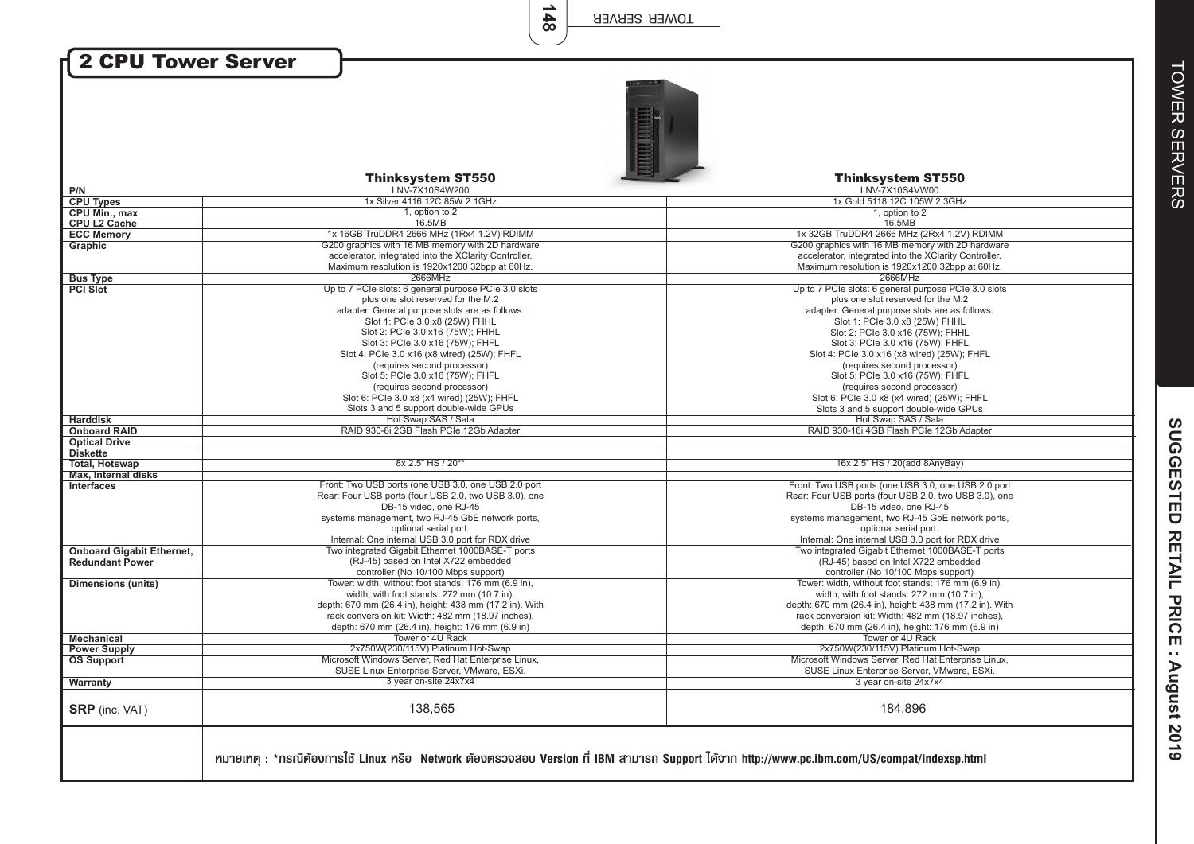## 2 CPU Tower Server

| P/N | Thinksystem ST550<br>LNV-7X10S4W200 | Thinksystem ST550<br>LNV-7X10S4VW00 |
|---|---|---|
| CPU Types | 1x Silver 4116 12C 85W 2.1GHz | 1x Gold 5118 12C 105W 2.3GHz |
| CPU Min., max | 1, option to 2 | 1, option to 2 |
| CPU L2 Cache | 16.5MB | 16.5MB |
| ECC Memory | 1x 16GB TruDDR4 2666 MHz (1Rx4 1.2V) RDIMM | 1x 32GB TruDDR4 2666 MHz (2Rx4 1.2V) RDIMM |
| Graphic | G200 graphics with 16 MB memory with 2D hardware accelerator, integrated into the XClarity Controller. Maximum resolution is 1920x1200 32bpp at 60Hz. | G200 graphics with 16 MB memory with 2D hardware accelerator, integrated into the XClarity Controller. Maximum resolution is 1920x1200 32bpp at 60Hz. |
| Bus Type | 2666MHz | 2666MHz |
| PCI Slot | Up to 7 PCIe slots: 6 general purpose PCIe 3.0 slots plus one slot reserved for the M.2 adapter. General purpose slots are as follows:<br>Slot 1: PCIe 3.0 x8 (25W) FHHL<br>Slot 2: PCIe 3.0 x16 (75W); FHHL<br>Slot 3: PCIe 3.0 x16 (75W); FHFL<br>Slot 4: PCIe 3.0 x16 (x8 wired) (25W); FHFL (requires second processor)<br>Slot 5: PCIe 3.0 x16 (75W); FHFL (requires second processor)<br>Slot 6: PCIe 3.0 x8 (x4 wired) (25W); FHFL<br>Slots 3 and 5 support double-wide GPUs | Up to 7 PCIe slots: 6 general purpose PCIe 3.0 slots plus one slot reserved for the M.2 adapter. General purpose slots are as follows:<br>Slot 1: PCIe 3.0 x8 (25W) FHHL<br>Slot 2: PCIe 3.0 x16 (75W); FHHL<br>Slot 3: PCIe 3.0 x16 (75W); FHFL<br>Slot 4: PCIe 3.0 x16 (x8 wired) (25W); FHFL (requires second processor)<br>Slot 5: PCIe 3.0 x16 (75W); FHFL (requires second processor)<br>Slot 6: PCIe 3.0 x8 (x4 wired) (25W); FHFL<br>Slots 3 and 5 support double-wide GPUs |
| Harddisk | Hot Swap SAS / Sata | Hot Swap SAS / Sata |
| Onboard RAID | RAID 930-8i 2GB Flash PCIe 12Gb Adapter | RAID 930-16i 4GB Flash PCIe 12Gb Adapter |
| Optical Drive | | |
| Diskette | | |
| Total, Hotswap | 8x 2.5" HS / 20** | 16x 2.5" HS / 20(add 8AnyBay) |
| Max, Internal disks | | |
| Interfaces | Front: Two USB ports (one USB 3.0, one USB 2.0 port<br>Rear: Four USB ports (four USB 2.0, two USB 3.0), one DB-15 video, one RJ-45 systems management, two RJ-45 GbE network ports, optional serial port.<br>Internal: One internal USB 3.0 port for RDX drive | Front: Two USB ports (one USB 3.0, one USB 2.0 port<br>Rear: Four USB ports (four USB 2.0, two USB 3.0), one DB-15 video, one RJ-45 systems management, two RJ-45 GbE network ports, optional serial port.<br>Internal: One internal USB 3.0 port for RDX drive |
| Onboard Gigabit Ethernet, Redundant Power | Two integrated Gigabit Ethernet 1000BASE-T ports (RJ-45) based on Intel X722 embedded controller (No 10/100 Mbps support) | Two integrated Gigabit Ethernet 1000BASE-T ports (RJ-45) based on Intel X722 embedded controller (No 10/100 Mbps support) |
| Dimensions (units) | Tower: width, without foot stands: 176 mm (6.9 in), width, with foot stands: 272 mm (10.7 in), depth: 670 mm (26.4 in), height: 438 mm (17.2 in). With rack conversion kit: Width: 482 mm (18.97 inches), depth: 670 mm (26.4 in), height: 176 mm (6.9 in) | Tower: width, without foot stands: 176 mm (6.9 in), width, with foot stands: 272 mm (10.7 in), depth: 670 mm (26.4 in), height: 438 mm (17.2 in). With rack conversion kit: Width: 482 mm (18.97 inches), depth: 670 mm (26.4 in), height: 176 mm (6.9 in) |
| Mechanical | Tower or 4U Rack | Tower or 4U Rack |
| Power Supply | 2x750W(230/115V) Platinum Hot-Swap | 2x750W(230/115V) Platinum Hot-Swap |
| OS Support | Microsoft Windows Server, Red Hat Enterprise Linux, SUSE Linux Enterprise Server, VMware, ESXi. | Microsoft Windows Server, Red Hat Enterprise Linux, SUSE Linux Enterprise Server, VMware, ESXi. |
| Warranty | 3 year on-site 24x7x4 | 3 year on-site 24x7x4 |
| **SRP** (inc. VAT) | 138,565 | 184,896 |

หมายเหตุ : *กรณีต้องการใช้ Linux หรือ Network ต้องตรวจสอบ Version ที่ IBM สามารถ Support ได้จาก http://www.pc.ibm.com/US/compat/indexsp.html

SUGGESTED RETAIL PRICE : August 2019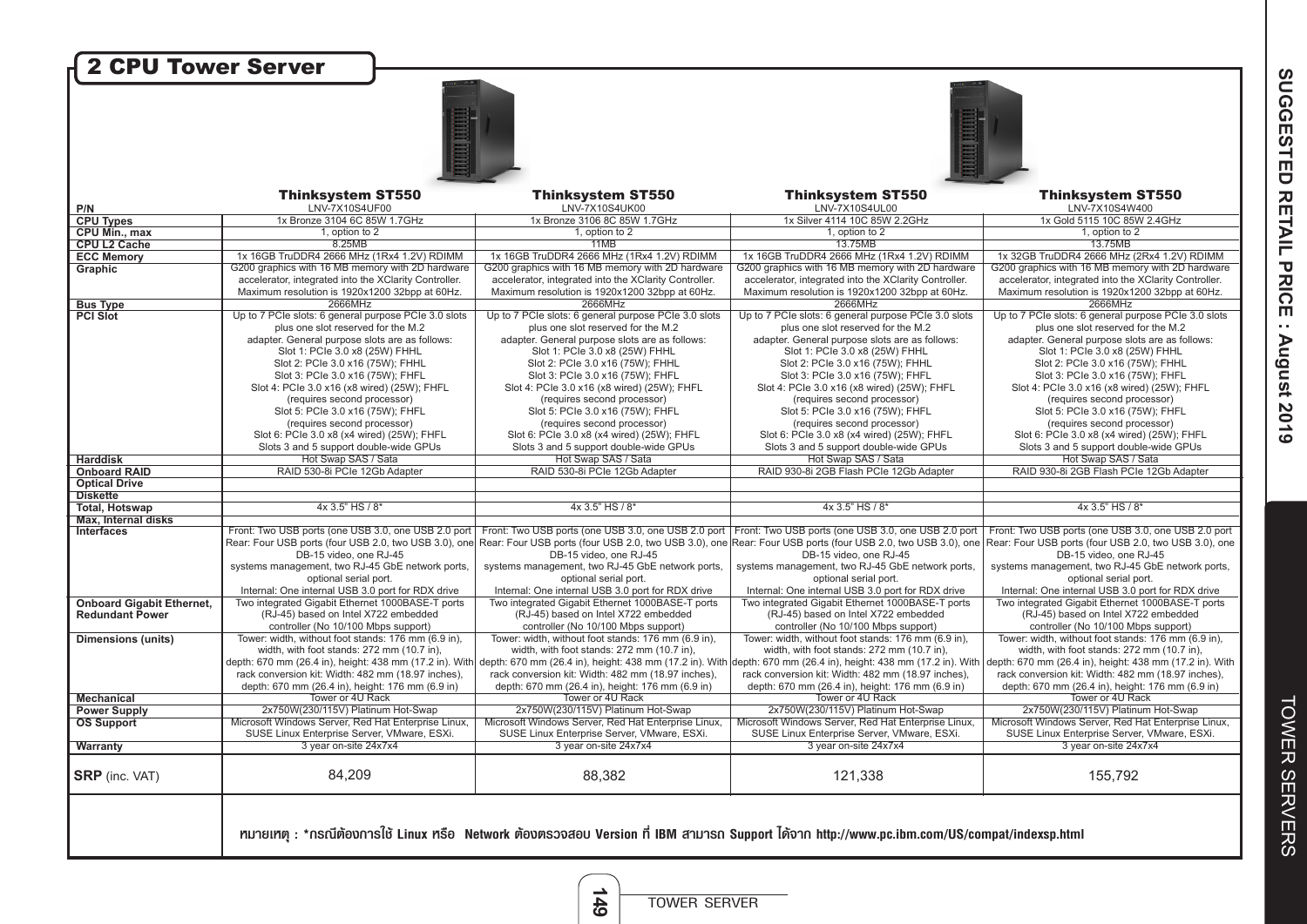## 2 CPU Tower Server

| | Thinksystem ST550 | Thinksystem ST550 | Thinksystem ST550 | Thinksystem ST550 |
|---|---|---|---|---|
| **P/N** | LNV-7X10S4UF00 | LNV-7X10S4UK00 | LNV-7X10S4UL00 | LNV-7X10S4W400 |
| **CPU Types** | 1x Bronze 3104 6C 85W 1.7GHz | 1x Bronze 3106 8C 85W 1.7GHz | 1x Silver 4114 10C 85W 2.2GHz | 1x Gold 5115 10C 85W 2.4GHz |
| **CPU Min., max** | 1, option to 2 | 1, option to 2 | 1, option to 2 | 1, option to 2 |
| **CPU L2 Cache** | 8.25MB | 11MB | 13.75MB | 13.75MB |
| **ECC Memory** | 1x 16GB TruDDR4 2666 MHz (1Rx4 1.2V) RDIMM | 1x 16GB TruDDR4 2666 MHz (1Rx4 1.2V) RDIMM | 1x 16GB TruDDR4 2666 MHz (1Rx4 1.2V) RDIMM | 1x 32GB TruDDR4 2666 MHz (2Rx4 1.2V) RDIMM |
| **Graphic** | G200 graphics with 16 MB memory with 2D hardware accelerator, integrated into the XClarity Controller. Maximum resolution is 1920x1200 32bpp at 60Hz. | G200 graphics with 16 MB memory with 2D hardware accelerator, integrated into the XClarity Controller. Maximum resolution is 1920x1200 32bpp at 60Hz. | G200 graphics with 16 MB memory with 2D hardware accelerator, integrated into the XClarity Controller. Maximum resolution is 1920x1200 32bpp at 60Hz. | G200 graphics with 16 MB memory with 2D hardware accelerator, integrated into the XClarity Controller. Maximum resolution is 1920x1200 32bpp at 60Hz. |
| **Bus Type** | 2666MHz | 2666MHz | 2666MHz | 2666MHz |
| **PCI Slot** | Up to 7 PCIe slots: 6 general purpose PCIe 3.0 slots plus one slot reserved for the M.2 adapter. General purpose slots are as follows: Slot 1: PCIe 3.0 x8 (25W) FHHL Slot 2: PCIe 3.0 x16 (75W); FHHL Slot 3: PCIe 3.0 x16 (75W); FHFL Slot 4: PCIe 3.0 x16 (x8 wired) (25W); FHFL (requires second processor) Slot 5: PCIe 3.0 x16 (75W); FHFL (requires second processor) Slot 6: PCIe 3.0 x8 (x4 wired) (25W); FHFL Slots 3 and 5 support double-wide GPUs | Up to 7 PCIe slots: 6 general purpose PCIe 3.0 slots plus one slot reserved for the M.2 adapter. General purpose slots are as follows: Slot 1: PCIe 3.0 x8 (25W) FHHL Slot 2: PCIe 3.0 x16 (75W); FHHL Slot 3: PCIe 3.0 x16 (75W); FHFL Slot 4: PCIe 3.0 x16 (x8 wired) (25W); FHFL (requires second processor) Slot 5: PCIe 3.0 x16 (75W); FHFL (requires second processor) Slot 6: PCIe 3.0 x8 (x4 wired) (25W); FHFL Slots 3 and 5 support double-wide GPUs | Up to 7 PCIe slots: 6 general purpose PCIe 3.0 slots plus one slot reserved for the M.2 adapter. General purpose slots are as follows: Slot 1: PCIe 3.0 x8 (25W) FHHL Slot 2: PCIe 3.0 x16 (75W); FHHL Slot 3: PCIe 3.0 x16 (75W); FHFL Slot 4: PCIe 3.0 x16 (x8 wired) (25W); FHFL (requires second processor) Slot 5: PCIe 3.0 x16 (75W); FHFL (requires second processor) Slot 6: PCIe 3.0 x8 (x4 wired) (25W); FHFL Slots 3 and 5 support double-wide GPUs | Up to 7 PCIe slots: 6 general purpose PCIe 3.0 slots plus one slot reserved for the M.2 adapter. General purpose slots are as follows: Slot 1: PCIe 3.0 x8 (25W) FHHL Slot 2: PCIe 3.0 x16 (75W); FHHL Slot 3: PCIe 3.0 x16 (75W); FHFL Slot 4: PCIe 3.0 x16 (x8 wired) (25W); FHFL (requires second processor) Slot 5: PCIe 3.0 x16 (75W); FHFL (requires second processor) Slot 6: PCIe 3.0 x8 (x4 wired) (25W); FHFL Slots 3 and 5 support double-wide GPUs |
| **Harddisk** | Hot Swap SAS / Sata | Hot Swap SAS / Sata | Hot Swap SAS / Sata | Hot Swap SAS / Sata |
| **Onboard RAID** | RAID 530-8i PCIe 12Gb Adapter | RAID 530-8i PCIe 12Gb Adapter | RAID 930-8i 2GB Flash PCIe 12Gb Adapter | RAID 930-8i 2GB Flash PCIe 12Gb Adapter |
| **Optical Drive** | | | | |
| **Diskette** | | | | |
| **Total, Hotswap** | 4x 3.5" HS / 8* | 4x 3.5" HS / 8* | 4x 3.5" HS / 8* | 4x 3.5" HS / 8* |
| **Max. Internal disks** | | | | |
| **Interfaces** | Front: Two USB ports (one USB 3.0, one USB 2.0 port Rear: Four USB ports (four USB 2.0, two USB 3.0), one DB-15 video, one RJ-45 systems management, two RJ-45 GbE network ports, optional serial port. Internal: One internal USB 3.0 port for RDX drive | Front: Two USB ports (one USB 3.0, one USB 2.0 port Rear: Four USB ports (four USB 2.0, two USB 3.0), one DB-15 video, one RJ-45 systems management, two RJ-45 GbE network ports, optional serial port. Internal: One internal USB 3.0 port for RDX drive | Front: Two USB ports (one USB 3.0, one USB 2.0 port Rear: Four USB ports (four USB 2.0, two USB 3.0), one DB-15 video, one RJ-45 systems management, two RJ-45 GbE network ports, optional serial port. Internal: One internal USB 3.0 port for RDX drive | Front: Two USB ports (one USB 3.0, one USB 2.0 port Rear: Four USB ports (four USB 2.0, two USB 3.0), one DB-15 video, one RJ-45 systems management, two RJ-45 GbE network ports, optional serial port. Internal: One internal USB 3.0 port for RDX drive |
| **Onboard Gigabit Ethernet, Redundant Power** | Two integrated Gigabit Ethernet 1000BASE-T ports (RJ-45) based on Intel X722 embedded controller (No 10/100 Mbps support) | Two integrated Gigabit Ethernet 1000BASE-T ports (RJ-45) based on Intel X722 embedded controller (No 10/100 Mbps support) | Two integrated Gigabit Ethernet 1000BASE-T ports (RJ-45) based on Intel X722 embedded controller (No 10/100 Mbps support) | Two integrated Gigabit Ethernet 1000BASE-T ports (RJ-45) based on Intel X722 embedded controller (No 10/100 Mbps support) |
| **Dimensions (units)** | Tower: width, without foot stands: 176 mm (6.9 in), width, with foot stands: 272 mm (10.7 in), depth: 670 mm (26.4 in), height: 438 mm (17.2 in). With rack conversion kit: Width: 482 mm (18.97 inches), depth: 670 mm (26.4 in), height: 176 mm (6.9 in) | Tower: width, without foot stands: 176 mm (6.9 in), width, with foot stands: 272 mm (10.7 in), depth: 670 mm (26.4 in), height: 438 mm (17.2 in). With rack conversion kit: Width: 482 mm (18.97 inches), depth: 670 mm (26.4 in), height: 176 mm (6.9 in) | Tower: width, without foot stands: 176 mm (6.9 in), width, with foot stands: 272 mm (10.7 in), depth: 670 mm (26.4 in), height: 438 mm (17.2 in). With rack conversion kit: Width: 482 mm (18.97 inches), depth: 670 mm (26.4 in), height: 176 mm (6.9 in) | Tower: width, without foot stands: 176 mm (6.9 in), width, with foot stands: 272 mm (10.7 in), depth: 670 mm (26.4 in), height: 438 mm (17.2 in). With rack conversion kit: Width: 482 mm (18.97 inches), depth: 670 mm (26.4 in), height: 176 mm (6.9 in) |
| **Mechanical** | Tower or 4U Rack | Tower or 4U Rack | Tower or 4U Rack | Tower or 4U Rack |
| **Power Supply** | 2x750W(230/115V) Platinum Hot-Swap | 2x750W(230/115V) Platinum Hot-Swap | 2x750W(230/115V) Platinum Hot-Swap | 2x750W(230/115V) Platinum Hot-Swap |
| **OS Support** | Microsoft Windows Server, Red Hat Enterprise Linux, SUSE Linux Enterprise Server, VMware, ESXi. | Microsoft Windows Server, Red Hat Enterprise Linux, SUSE Linux Enterprise Server, VMware, ESXi. | Microsoft Windows Server, Red Hat Enterprise Linux, SUSE Linux Enterprise Server, VMware, ESXi. | Microsoft Windows Server, Red Hat Enterprise Linux, SUSE Linux Enterprise Server, VMware, ESXi. |
| **Warranty** | 3 year on-site 24x7x4 | 3 year on-site 24x7x4 | 3 year on-site 24x7x4 | 3 year on-site 24x7x4 |
| **SRP** (inc. VAT) | 84,209 | 88,382 | 121,338 | 155,792 |

**หมายเหตุ : \*กรณีต้องการใช้ Linux หรือ Network ต้องตรวจสอบ Version ที่ IBM สามารถ Support ได้จาก http://www.pc.ibm.com/US/compat/indexsp.html**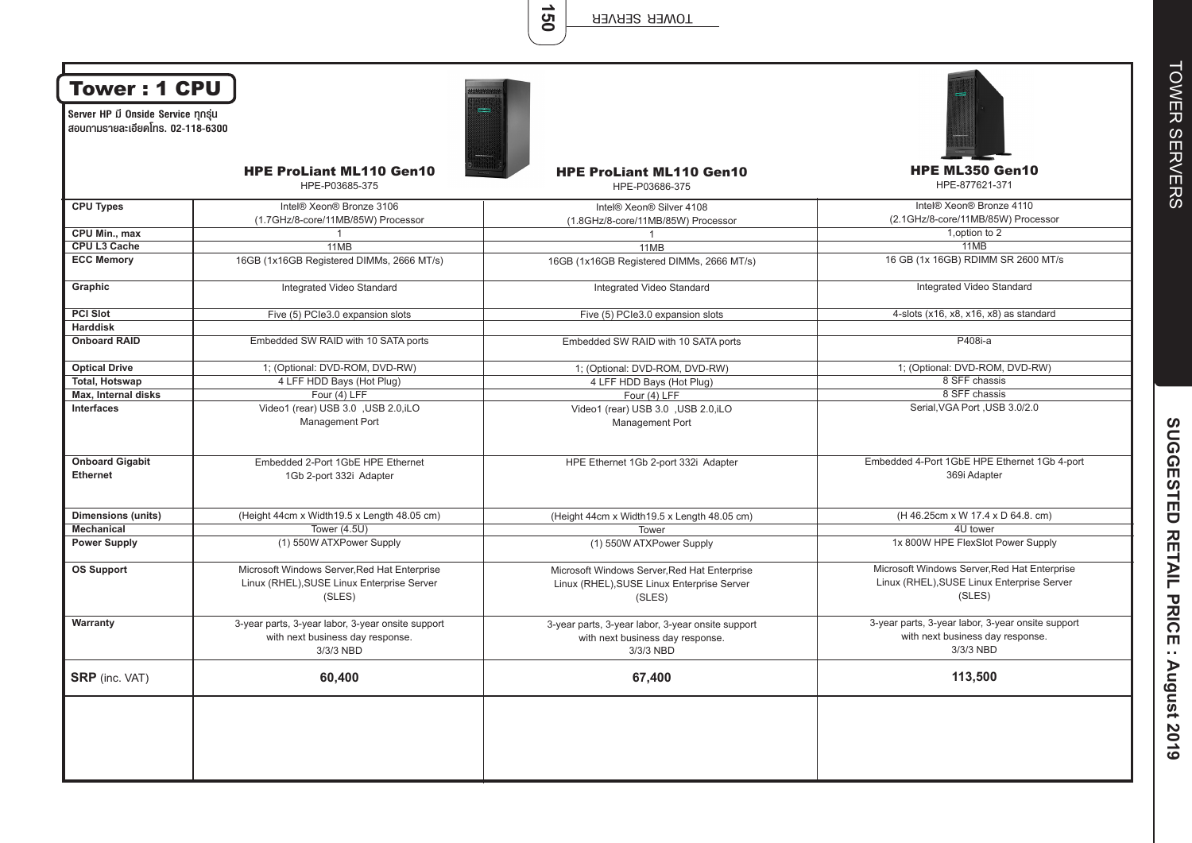# Tower : 1 CPU

**Server HP มี Onside Service ทุกรุ่น**
**สอบถามรายละเอียดโทร. 02-118-6300**

| | HPE ProLiant ML110 Gen10<br>HPE-P03685-375 | HPE ProLiant ML110 Gen10<br>HPE-P03686-375 | HPE ML350 Gen10<br>HPE-877621-371 |
|---|---|---|---|
| **CPU Types** | Intel® Xeon® Bronze 3106 (1.7GHz/8-core/11MB/85W) Processor | Intel® Xeon® Silver 4108 (1.8GHz/8-core/11MB/85W) Processor | Intel® Xeon® Bronze 4110 (2.1GHz/8-core/11MB/85W) Processor |
| **CPU Min., max** | 1 | 1 | 1,option to 2 |
| **CPU L3 Cache** | 11MB | 11MB | 11MB |
| **ECC Memory** | 16GB (1x16GB Registered DIMMs, 2666 MT/s) | 16GB (1x16GB Registered DIMMs, 2666 MT/s) | 16 GB (1x 16GB) RDIMM SR 2600 MT/s |
| **Graphic** | Integrated Video Standard | Integrated Video Standard | Integrated Video Standard |
| **PCI Slot** | Five (5) PCIe3.0 expansion slots | Five (5) PCIe3.0 expansion slots | 4-slots (x16, x8, x16, x8) as standard |
| **Harddisk** | | | |
| **Onboard RAID** | Embedded SW RAID with 10 SATA ports | Embedded SW RAID with 10 SATA ports | P408i-a |
| **Optical Drive** | 1; (Optional: DVD-ROM, DVD-RW) | 1; (Optional: DVD-ROM, DVD-RW) | 1; (Optional: DVD-ROM, DVD-RW) |
| **Total, Hotswap** | 4 LFF HDD Bays (Hot Plug) | 4 LFF HDD Bays (Hot Plug) | 8 SFF chassis |
| **Max, Internal disks** | Four (4) LFF | Four (4) LFF | 8 SFF chassis |
| **Interfaces** | Video1 (rear) USB 3.0 ,USB 2.0,iLO Management Port | Video1 (rear) USB 3.0 ,USB 2.0,iLO Management Port | Serial,VGA Port ,USB 3.0/2.0 |
| **Onboard Gigabit Ethernet** | Embedded 2-Port 1GbE HPE Ethernet 1Gb 2-port 332i Adapter | HPE Ethernet 1Gb 2-port 332i Adapter | Embedded 4-Port 1GbE HPE Ethernet 1Gb 4-port 369i Adapter |
| **Dimensions (units)** | (Height 44cm x Width19.5 x Length 48.05 cm) | (Height 44cm x Width19.5 x Length 48.05 cm) | (H 46.25cm x W 17.4 x D 64.8. cm) |
| **Mechanical** | Tower (4.5U) | Tower | 4U tower |
| **Power Supply** | (1) 550W ATXPower Supply | (1) 550W ATXPower Supply | 1x 800W HPE FlexSlot Power Supply |
| **OS Support** | Microsoft Windows Server,Red Hat Enterprise Linux (RHEL),SUSE Linux Enterprise Server (SLES) | Microsoft Windows Server,Red Hat Enterprise Linux (RHEL),SUSE Linux Enterprise Server (SLES) | Microsoft Windows Server,Red Hat Enterprise Linux (RHEL),SUSE Linux Enterprise Server (SLES) |
| **Warranty** | 3-year parts, 3-year labor, 3-year onsite support with next business day response. 3/3/3 NBD | 3-year parts, 3-year labor, 3-year onsite support with next business day response. 3/3/3 NBD | 3-year parts, 3-year labor, 3-year onsite support with next business day response. 3/3/3 NBD |
| **SRP** (inc. VAT) | **60,400** | **67,400** | **113,500** |

TOWER SERVERS

SUGGESTED RETAIL PRICE : August 2019